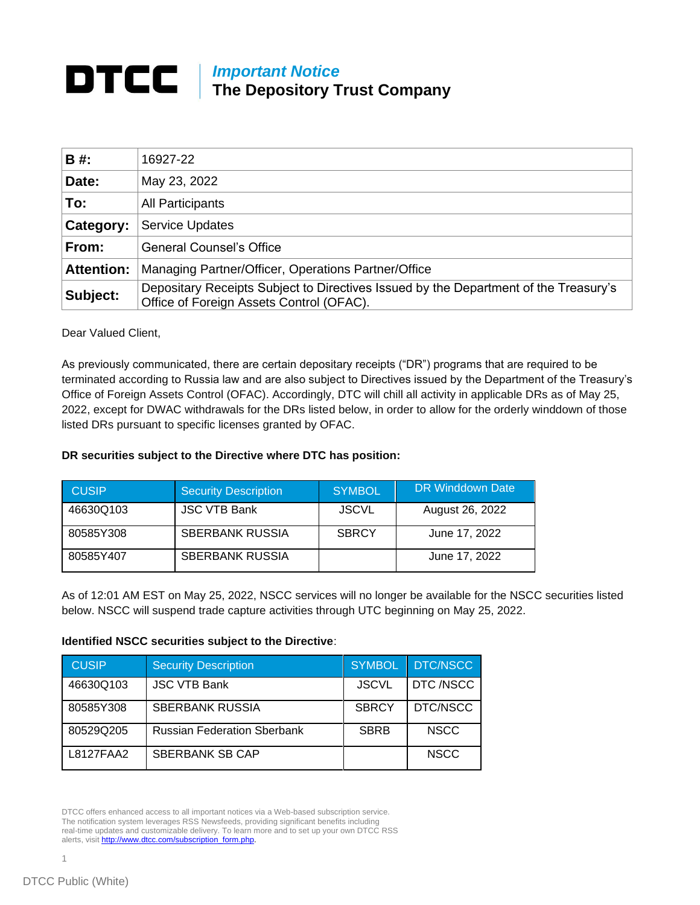# DTCC

***Important Notice***
**The Depository Trust Company**

| | |
|---|---|
| **B #:** | 16927-22 |
| **Date:** | May 23, 2022 |
| **To:** | All Participants |
| **Category:** | Service Updates |
| **From:** | General Counsel's Office |
| **Attention:** | Managing Partner/Officer, Operations Partner/Office |
| **Subject:** | Depositary Receipts Subject to Directives Issued by the Department of the Treasury's Office of Foreign Assets Control (OFAC). |

Dear Valued Client,

As previously communicated, there are certain depositary receipts ("DR") programs that are required to be terminated according to Russia law and are also subject to Directives issued by the Department of the Treasury's Office of Foreign Assets Control (OFAC). Accordingly, DTC will chill all activity in applicable DRs as of May 25, 2022, except for DWAC withdrawals for the DRs listed below, in order to allow for the orderly winddown of those listed DRs pursuant to specific licenses granted by OFAC.

**DR securities subject to the Directive where DTC has position:**

| CUSIP | Security Description | SYMBOL | DR Winddown Date |
|---|---|---|---|
| 46630Q103 | JSC VTB Bank | JSCVL | August 26, 2022 |
| 80585Y308 | SBERBANK RUSSIA | SBRCY | June 17, 2022 |
| 80585Y407 | SBERBANK RUSSIA | | June 17, 2022 |

As of 12:01 AM EST on May 25, 2022, NSCC services will no longer be available for the NSCC securities listed below. NSCC will suspend trade capture activities through UTC beginning on May 25, 2022.

**Identified NSCC securities subject to the Directive**:

| CUSIP | Security Description | SYMBOL | DTC/NSCC |
|---|---|---|---|
| 46630Q103 | JSC VTB Bank | JSCVL | DTC /NSCC |
| 80585Y308 | SBERBANK RUSSIA | SBRCY | DTC/NSCC |
| 80529Q205 | Russian Federation Sberbank | SBRB | NSCC |
| L8127FAA2 | SBERBANK SB CAP | | NSCC |

DTCC offers enhanced access to all important notices via a Web-based subscription service. The notification system leverages RSS Newsfeeds, providing significant benefits including real-time updates and customizable delivery. To learn more and to set up your own DTCC RSS alerts, visit http://www.dtcc.com/subscription_form.php.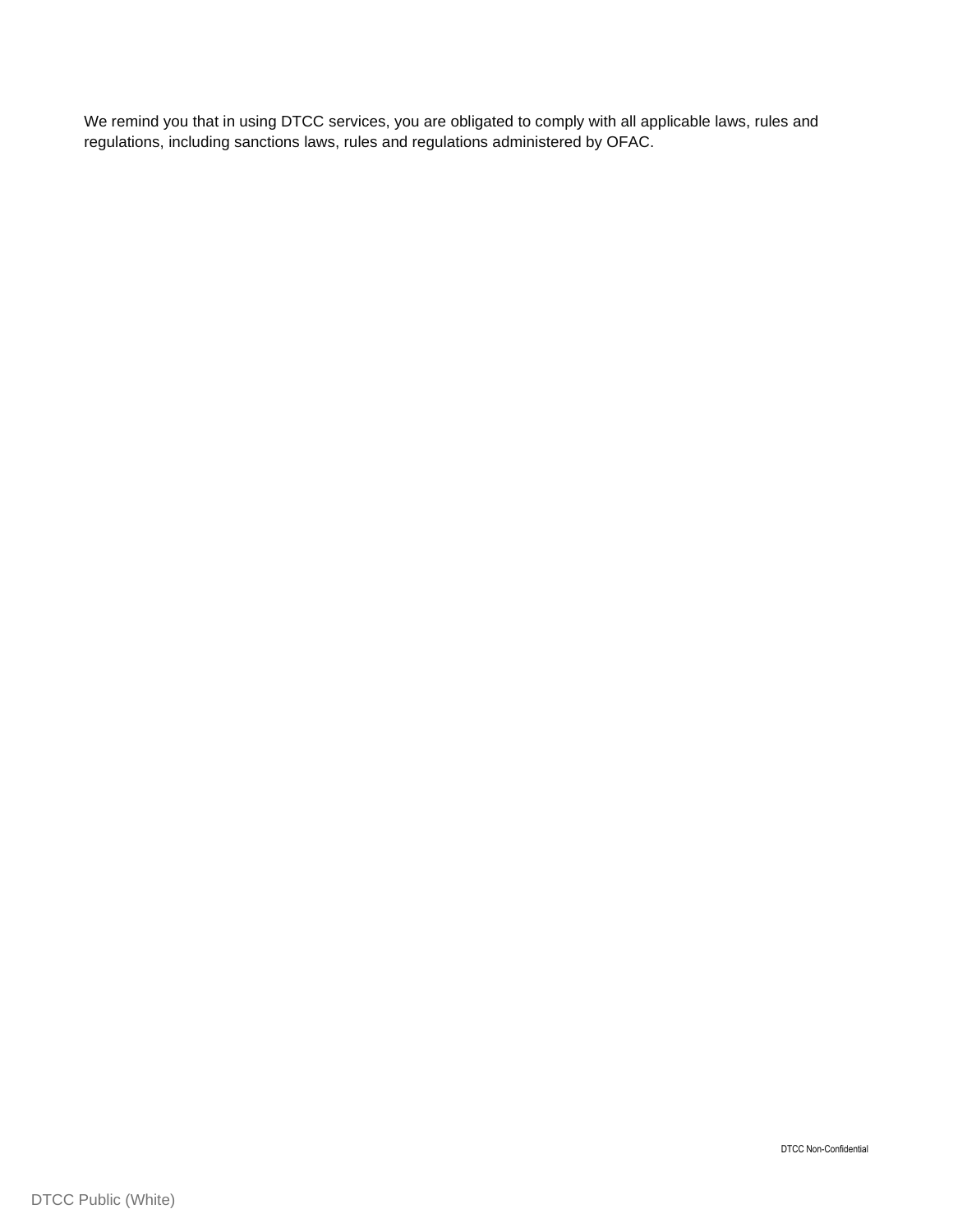We remind you that in using DTCC services, you are obligated to comply with all applicable laws, rules and regulations, including sanctions laws, rules and regulations administered by OFAC.